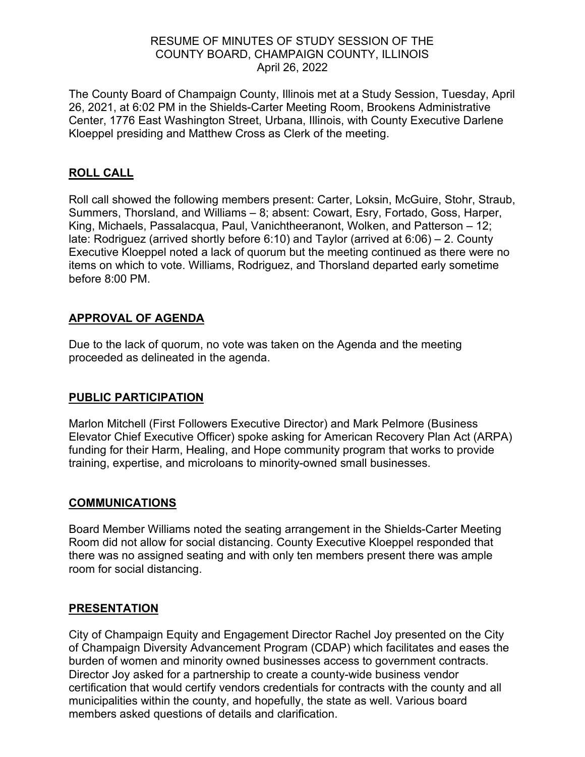RESUME OF MINUTES OF STUDY SESSION OF THE
COUNTY BOARD, CHAMPAIGN COUNTY, ILLINOIS
April 26, 2022

The County Board of Champaign County, Illinois met at a Study Session, Tuesday, April 26, 2021, at 6:02 PM in the Shields-Carter Meeting Room, Brookens Administrative Center, 1776 East Washington Street, Urbana, Illinois, with County Executive Darlene Kloeppel presiding and Matthew Cross as Clerk of the meeting.

## ROLL CALL

Roll call showed the following members present: Carter, Loksin, McGuire, Stohr, Straub, Summers, Thorsland, and Williams – 8; absent: Cowart, Esry, Fortado, Goss, Harper, King, Michaels, Passalacqua, Paul, Vanichtheeranont, Wolken, and Patterson – 12; late: Rodriguez (arrived shortly before 6:10) and Taylor (arrived at 6:06) – 2. County Executive Kloeppel noted a lack of quorum but the meeting continued as there were no items on which to vote. Williams, Rodriguez, and Thorsland departed early sometime before 8:00 PM.

## APPROVAL OF AGENDA

Due to the lack of quorum, no vote was taken on the Agenda and the meeting proceeded as delineated in the agenda.

## PUBLIC PARTICIPATION

Marlon Mitchell (First Followers Executive Director) and Mark Pelmore (Business Elevator Chief Executive Officer) spoke asking for American Recovery Plan Act (ARPA) funding for their Harm, Healing, and Hope community program that works to provide training, expertise, and microloans to minority-owned small businesses.

## COMMUNICATIONS

Board Member Williams noted the seating arrangement in the Shields-Carter Meeting Room did not allow for social distancing. County Executive Kloeppel responded that there was no assigned seating and with only ten members present there was ample room for social distancing.

## PRESENTATION

City of Champaign Equity and Engagement Director Rachel Joy presented on the City of Champaign Diversity Advancement Program (CDAP) which facilitates and eases the burden of women and minority owned businesses access to government contracts. Director Joy asked for a partnership to create a county-wide business vendor certification that would certify vendors credentials for contracts with the county and all municipalities within the county, and hopefully, the state as well. Various board members asked questions of details and clarification.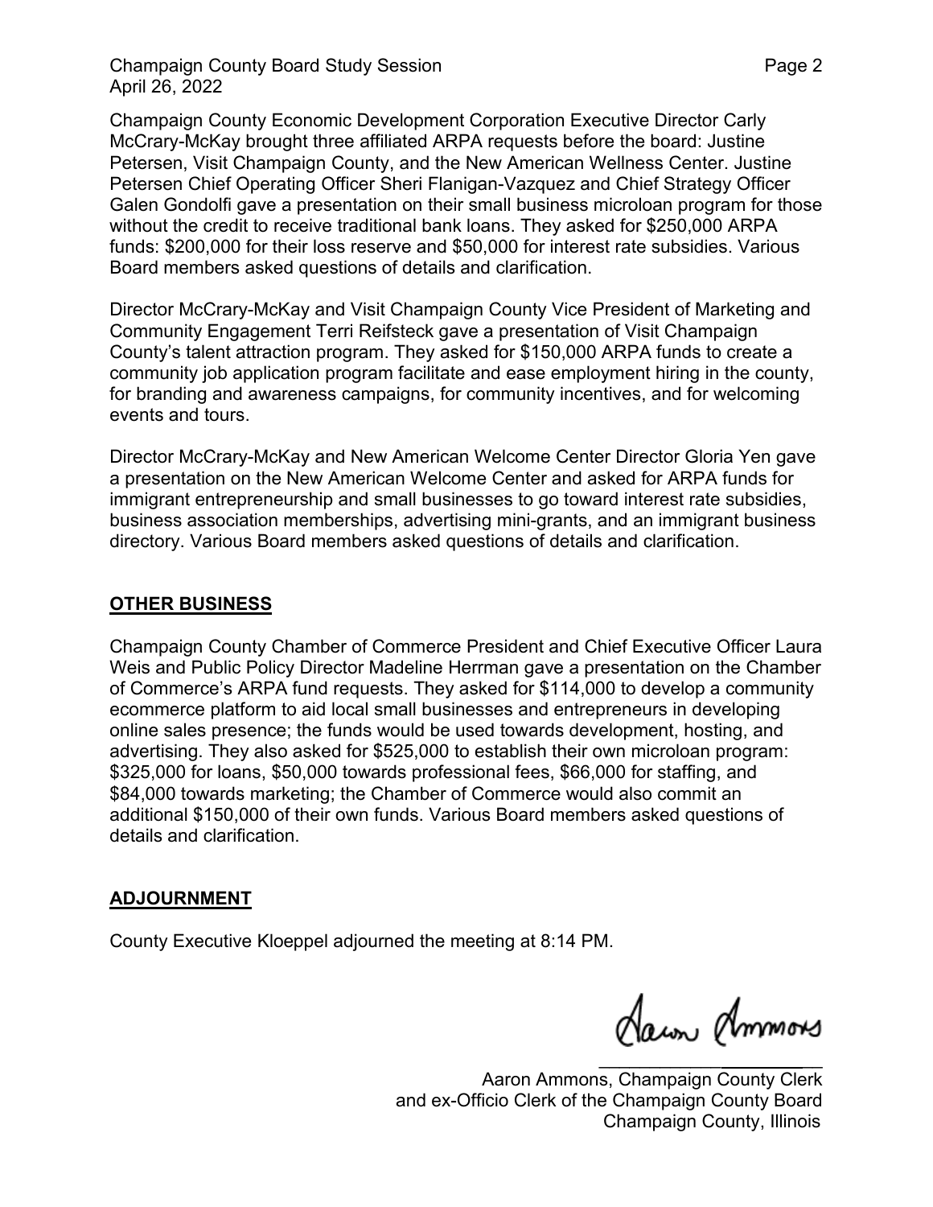Champaign County Economic Development Corporation Executive Director Carly McCrary-McKay brought three affiliated ARPA requests before the board: Justine Petersen, Visit Champaign County, and the New American Wellness Center. Justine Petersen Chief Operating Officer Sheri Flanigan-Vazquez and Chief Strategy Officer Galen Gondolfi gave a presentation on their small business microloan program for those without the credit to receive traditional bank loans. They asked for $250,000 ARPA funds: $200,000 for their loss reserve and $50,000 for interest rate subsidies. Various Board members asked questions of details and clarification.

Director McCrary-McKay and Visit Champaign County Vice President of Marketing and Community Engagement Terri Reifsteck gave a presentation of Visit Champaign County's talent attraction program. They asked for $150,000 ARPA funds to create a community job application program facilitate and ease employment hiring in the county, for branding and awareness campaigns, for community incentives, and for welcoming events and tours.

Director McCrary-McKay and New American Welcome Center Director Gloria Yen gave a presentation on the New American Welcome Center and asked for ARPA funds for immigrant entrepreneurship and small businesses to go toward interest rate subsidies, business association memberships, advertising mini-grants, and an immigrant business directory. Various Board members asked questions of details and clarification.

## OTHER BUSINESS

Champaign County Chamber of Commerce President and Chief Executive Officer Laura Weis and Public Policy Director Madeline Herrman gave a presentation on the Chamber of Commerce's ARPA fund requests. They asked for $114,000 to develop a community ecommerce platform to aid local small businesses and entrepreneurs in developing online sales presence; the funds would be used towards development, hosting, and advertising. They also asked for $525,000 to establish their own microloan program: $325,000 for loans, $50,000 towards professional fees, $66,000 for staffing, and $84,000 towards marketing; the Chamber of Commerce would also commit an additional $150,000 of their own funds. Various Board members asked questions of details and clarification.

## ADJOURNMENT

County Executive Kloeppel adjourned the meeting at 8:14 PM.

Aaron Ammons

Aaron Ammons, Champaign County Clerk
and ex-Officio Clerk of the Champaign County Board
Champaign County, Illinois